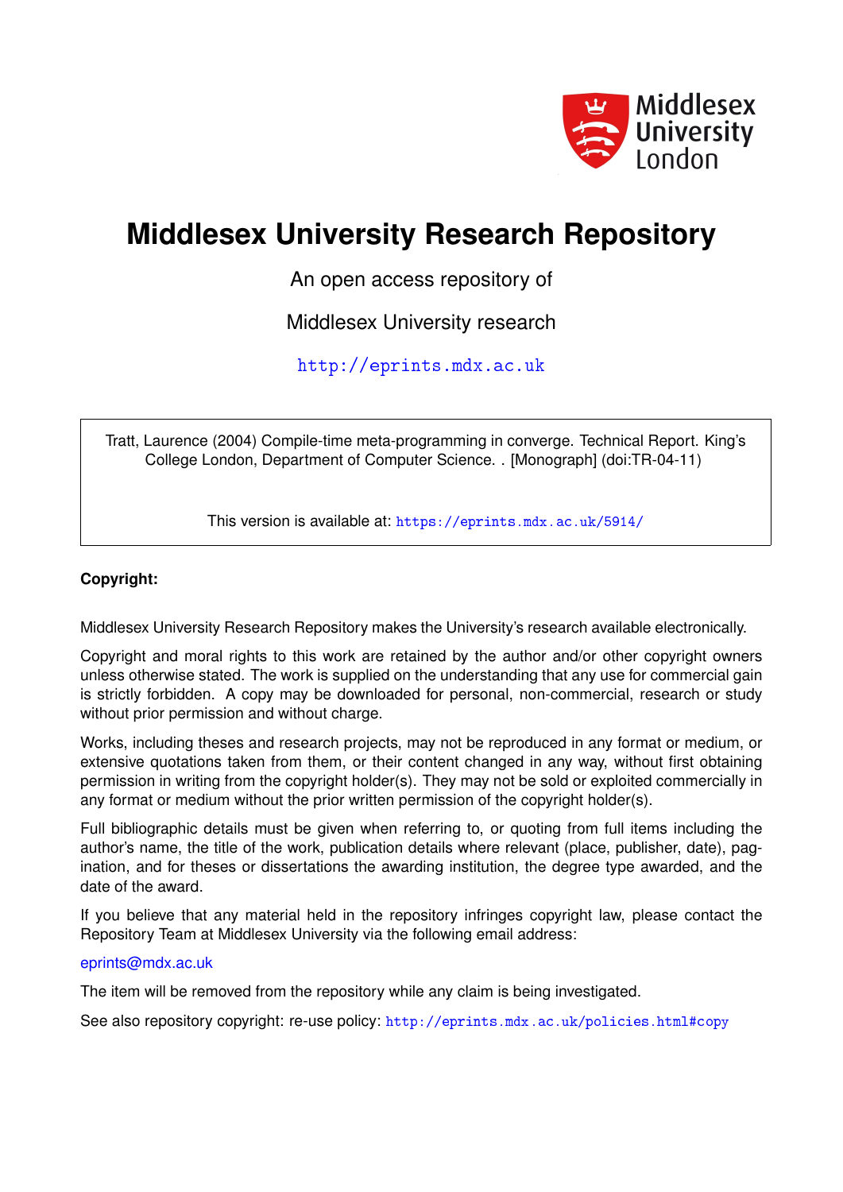Middlesex University London

# Middlesex University Research Repository

An open access repository of

Middlesex University research

http://eprints.mdx.ac.uk

Tratt, Laurence (2004) Compile-time meta-programming in converge. Technical Report. King's College London, Department of Computer Science. . [Monograph] (doi:TR-04-11)

This version is available at: https://eprints.mdx.ac.uk/5914/

**Copyright:**

Middlesex University Research Repository makes the University's research available electronically.

Copyright and moral rights to this work are retained by the author and/or other copyright owners unless otherwise stated. The work is supplied on the understanding that any use for commercial gain is strictly forbidden. A copy may be downloaded for personal, non-commercial, research or study without prior permission and without charge.

Works, including theses and research projects, may not be reproduced in any format or medium, or extensive quotations taken from them, or their content changed in any way, without first obtaining permission in writing from the copyright holder(s). They may not be sold or exploited commercially in any format or medium without the prior written permission of the copyright holder(s).

Full bibliographic details must be given when referring to, or quoting from full items including the author's name, the title of the work, publication details where relevant (place, publisher, date), pagination, and for theses or dissertations the awarding institution, the degree type awarded, and the date of the award.

If you believe that any material held in the repository infringes copyright law, please contact the Repository Team at Middlesex University via the following email address:

eprints@mdx.ac.uk

The item will be removed from the repository while any claim is being investigated.

See also repository copyright: re-use policy: http://eprints.mdx.ac.uk/policies.html#copy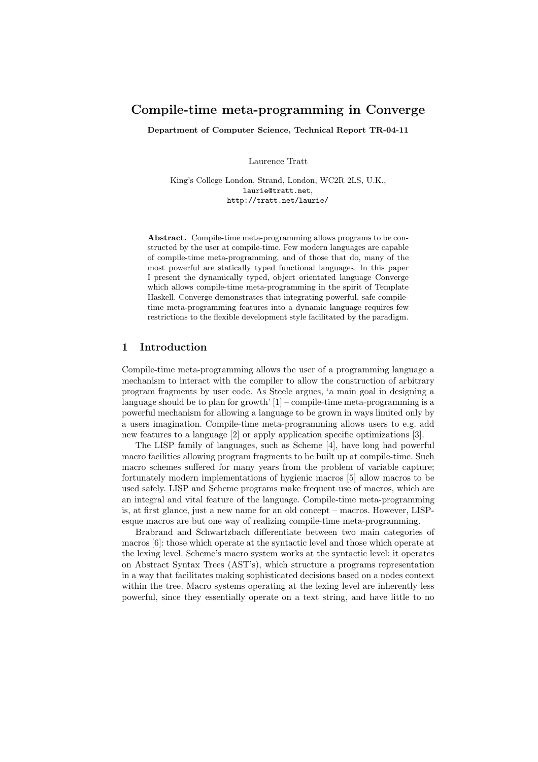# Compile-time meta-programming in Converge

**Department of Computer Science, Technical Report TR-04-11**

Laurence Tratt

King's College London, Strand, London, WC2R 2LS, U.K.,
laurie@tratt.net,
http://tratt.net/laurie/

**Abstract.** Compile-time meta-programming allows programs to be constructed by the user at compile-time. Few modern languages are capable of compile-time meta-programming, and of those that do, many of the most powerful are statically typed functional languages. In this paper I present the dynamically typed, object orientated language Converge which allows compile-time meta-programming in the spirit of Template Haskell. Converge demonstrates that integrating powerful, safe compile-time meta-programming features into a dynamic language requires few restrictions to the flexible development style facilitated by the paradigm.

## 1 Introduction

Compile-time meta-programming allows the user of a programming language a mechanism to interact with the compiler to allow the construction of arbitrary program fragments by user code. As Steele argues, 'a main goal in designing a language should be to plan for growth' [1] – compile-time meta-programming is a powerful mechanism for allowing a language to be grown in ways limited only by a users imagination. Compile-time meta-programming allows users to e.g. add new features to a language [2] or apply application specific optimizations [3].

The LISP family of languages, such as Scheme [4], have long had powerful macro facilities allowing program fragments to be built up at compile-time. Such macro schemes suffered for many years from the problem of variable capture; fortunately modern implementations of hygienic macros [5] allow macros to be used safely. LISP and Scheme programs make frequent use of macros, which are an integral and vital feature of the language. Compile-time meta-programming is, at first glance, just a new name for an old concept – macros. However, LISP-esque macros are but one way of realizing compile-time meta-programming.

Brabrand and Schwartzbach differentiate between two main categories of macros [6]: those which operate at the syntactic level and those which operate at the lexing level. Scheme's macro system works at the syntactic level: it operates on Abstract Syntax Trees (AST's), which structure a programs representation in a way that facilitates making sophisticated decisions based on a nodes context within the tree. Macro systems operating at the lexing level are inherently less powerful, since they essentially operate on a text string, and have little to no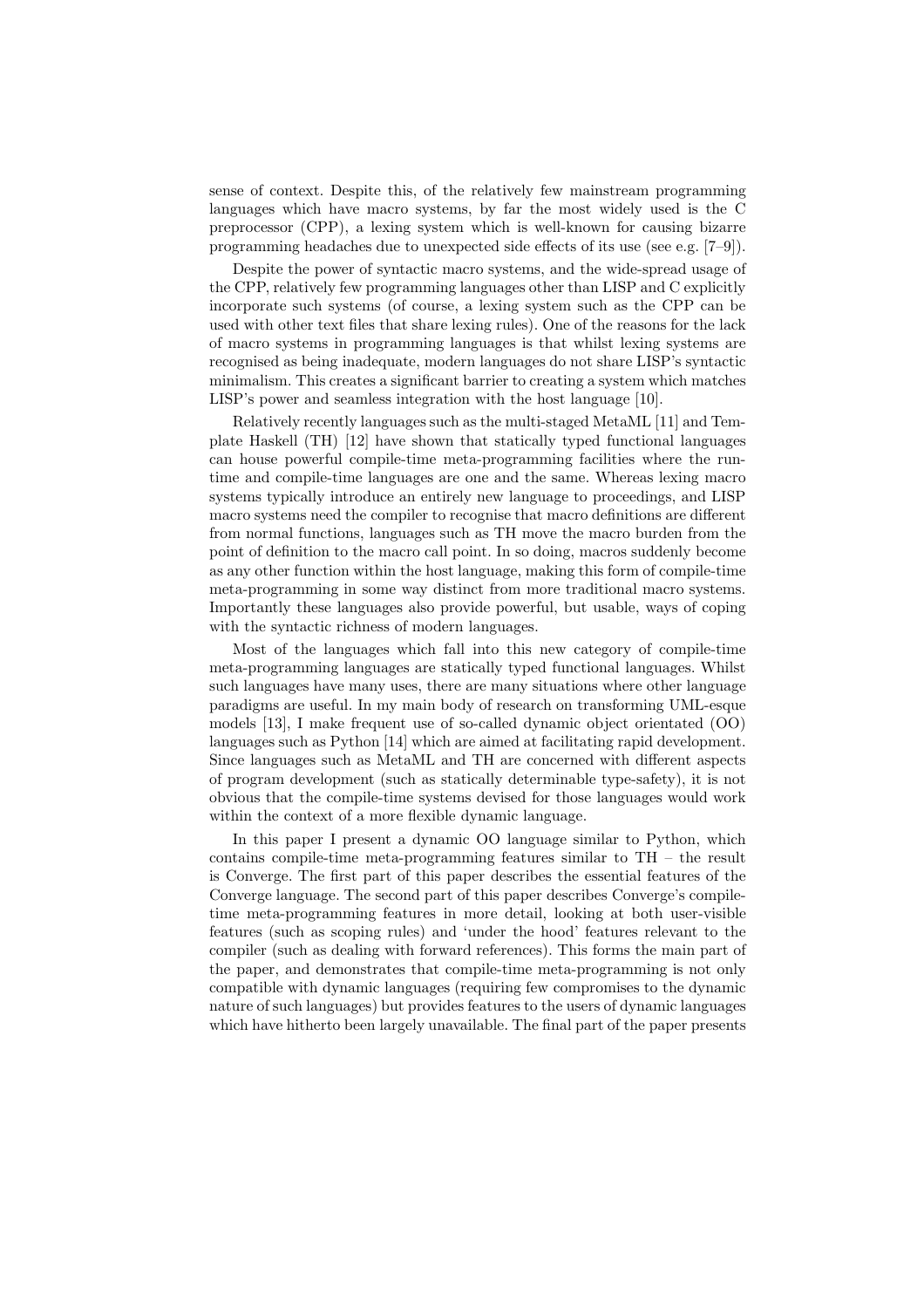sense of context. Despite this, of the relatively few mainstream programming languages which have macro systems, by far the most widely used is the C preprocessor (CPP), a lexing system which is well-known for causing bizarre programming headaches due to unexpected side effects of its use (see e.g. [7–9]).

Despite the power of syntactic macro systems, and the wide-spread usage of the CPP, relatively few programming languages other than LISP and C explicitly incorporate such systems (of course, a lexing system such as the CPP can be used with other text files that share lexing rules). One of the reasons for the lack of macro systems in programming languages is that whilst lexing systems are recognised as being inadequate, modern languages do not share LISP's syntactic minimalism. This creates a significant barrier to creating a system which matches LISP's power and seamless integration with the host language [10].

Relatively recently languages such as the multi-staged MetaML [11] and Template Haskell (TH) [12] have shown that statically typed functional languages can house powerful compile-time meta-programming facilities where the run-time and compile-time languages are one and the same. Whereas lexing macro systems typically introduce an entirely new language to proceedings, and LISP macro systems need the compiler to recognise that macro definitions are different from normal functions, languages such as TH move the macro burden from the point of definition to the macro call point. In so doing, macros suddenly become as any other function within the host language, making this form of compile-time meta-programming in some way distinct from more traditional macro systems. Importantly these languages also provide powerful, but usable, ways of coping with the syntactic richness of modern languages.

Most of the languages which fall into this new category of compile-time meta-programming languages are statically typed functional languages. Whilst such languages have many uses, there are many situations where other language paradigms are useful. In my main body of research on transforming UML-esque models [13], I make frequent use of so-called dynamic object orientated (OO) languages such as Python [14] which are aimed at facilitating rapid development. Since languages such as MetaML and TH are concerned with different aspects of program development (such as statically determinable type-safety), it is not obvious that the compile-time systems devised for those languages would work within the context of a more flexible dynamic language.

In this paper I present a dynamic OO language similar to Python, which contains compile-time meta-programming features similar to TH – the result is Converge. The first part of this paper describes the essential features of the Converge language. The second part of this paper describes Converge's compile-time meta-programming features in more detail, looking at both user-visible features (such as scoping rules) and 'under the hood' features relevant to the compiler (such as dealing with forward references). This forms the main part of the paper, and demonstrates that compile-time meta-programming is not only compatible with dynamic languages (requiring few compromises to the dynamic nature of such languages) but provides features to the users of dynamic languages which have hitherto been largely unavailable. The final part of the paper presents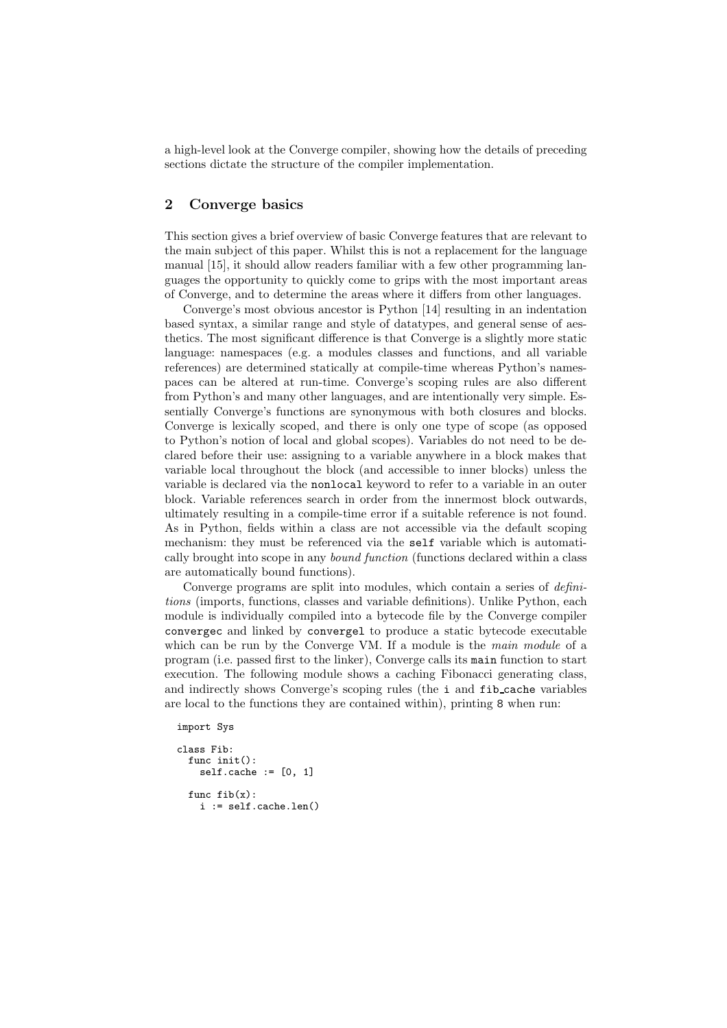a high-level look at the Converge compiler, showing how the details of preceding sections dictate the structure of the compiler implementation.

## 2 Converge basics

This section gives a brief overview of basic Converge features that are relevant to the main subject of this paper. Whilst this is not a replacement for the language manual [15], it should allow readers familiar with a few other programming languages the opportunity to quickly come to grips with the most important areas of Converge, and to determine the areas where it differs from other languages.

Converge's most obvious ancestor is Python [14] resulting in an indentation based syntax, a similar range and style of datatypes, and general sense of aesthetics. The most significant difference is that Converge is a slightly more static language: namespaces (e.g. a modules classes and functions, and all variable references) are determined statically at compile-time whereas Python's namespaces can be altered at run-time. Converge's scoping rules are also different from Python's and many other languages, and are intentionally very simple. Essentially Converge's functions are synonymous with both closures and blocks. Converge is lexically scoped, and there is only one type of scope (as opposed to Python's notion of local and global scopes). Variables do not need to be declared before their use: assigning to a variable anywhere in a block makes that variable local throughout the block (and accessible to inner blocks) unless the variable is declared via the `nonlocal` keyword to refer to a variable in an outer block. Variable references search in order from the innermost block outwards, ultimately resulting in a compile-time error if a suitable reference is not found. As in Python, fields within a class are not accessible via the default scoping mechanism: they must be referenced via the `self` variable which is automatically brought into scope in any *bound function* (functions declared within a class are automatically bound functions).

Converge programs are split into modules, which contain a series of *definitions* (imports, functions, classes and variable definitions). Unlike Python, each module is individually compiled into a bytecode file by the Converge compiler `convergec` and linked by `convergel` to produce a static bytecode executable which can be run by the Converge VM. If a module is the *main module* of a program (i.e. passed first to the linker), Converge calls its `main` function to start execution. The following module shows a caching Fibonacci generating class, and indirectly shows Converge's scoping rules (the `i` and `fib_cache` variables are local to the functions they are contained within), printing `8` when run:

```
import Sys

class Fib:
  func init():
    self.cache := [0, 1]

  func fib(x):
    i := self.cache.len()
```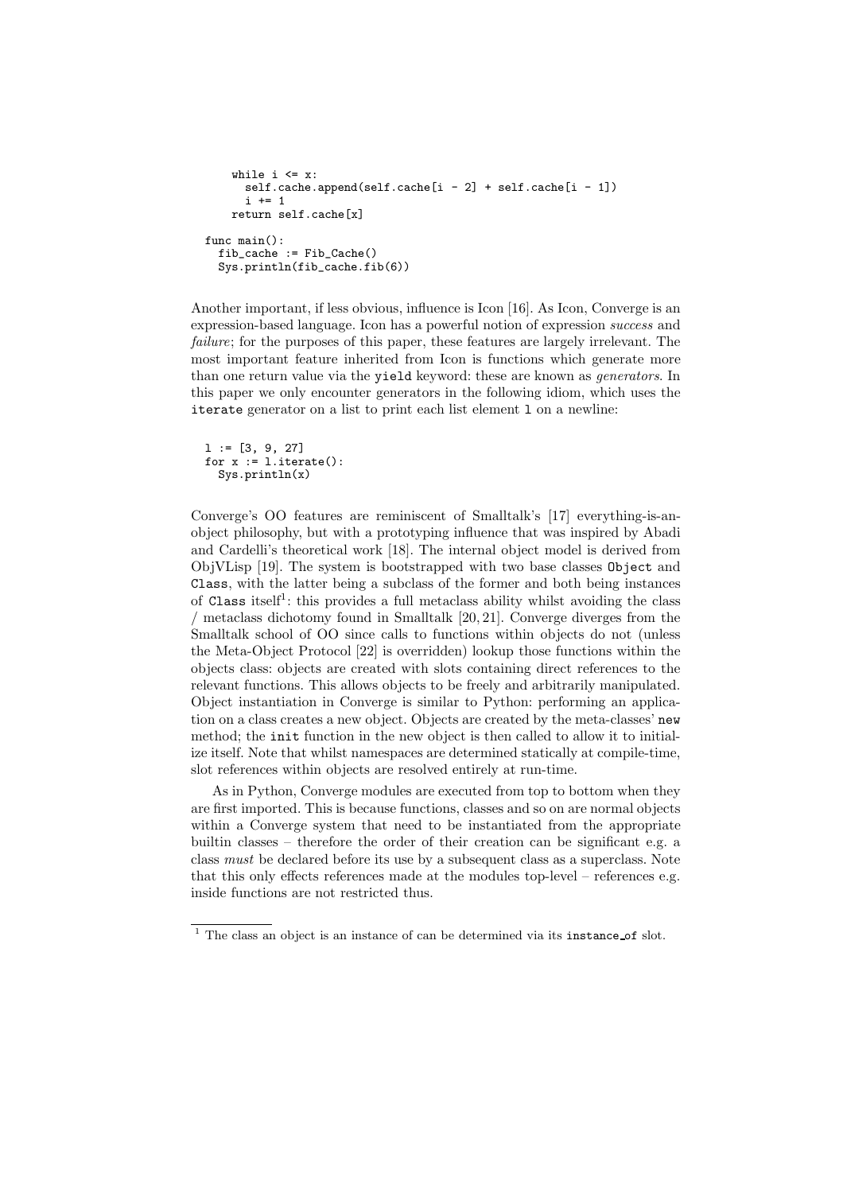```
      while i <= x:
        self.cache.append(self.cache[i - 2] + self.cache[i - 1])
        i += 1
      return self.cache[x]

  func main():
    fib_cache := Fib_Cache()
    Sys.println(fib_cache.fib(6))
```

Another important, if less obvious, influence is Icon [16]. As Icon, Converge is an expression-based language. Icon has a powerful notion of expression *success* and *failure*; for the purposes of this paper, these features are largely irrelevant. The most important feature inherited from Icon is functions which generate more than one return value via the `yield` keyword: these are known as *generators*. In this paper we only encounter generators in the following idiom, which uses the `iterate` generator on a list to print each list element `l` on a newline:

```
l := [3, 9, 27]
for x := l.iterate():
  Sys.println(x)
```

Converge's OO features are reminiscent of Smalltalk's [17] everything-is-an-object philosophy, but with a prototyping influence that was inspired by Abadi and Cardelli's theoretical work [18]. The internal object model is derived from ObjVLisp [19]. The system is bootstrapped with two base classes `Object` and `Class`, with the latter being a subclass of the former and both being instances of `Class` itself[1]: this provides a full metaclass ability whilst avoiding the class / metaclass dichotomy found in Smalltalk [20, 21]. Converge diverges from the Smalltalk school of OO since calls to functions within objects do not (unless the Meta-Object Protocol [22] is overridden) lookup those functions within the objects class: objects are created with slots containing direct references to the relevant functions. This allows objects to be freely and arbitrarily manipulated. Object instantiation in Converge is similar to Python: performing an application on a class creates a new object. Objects are created by the meta-classes' `new` method; the `init` function in the new object is then called to allow it to initialize itself. Note that whilst namespaces are determined statically at compile-time, slot references within objects are resolved entirely at run-time.

As in Python, Converge modules are executed from top to bottom when they are first imported. This is because functions, classes and so on are normal objects within a Converge system that need to be instantiated from the appropriate builtin classes – therefore the order of their creation can be significant e.g. a class *must* be declared before its use by a subsequent class as a superclass. Note that this only effects references made at the modules top-level – references e.g. inside functions are not restricted thus.

[1] The class an object is an instance of can be determined via its `instance_of` slot.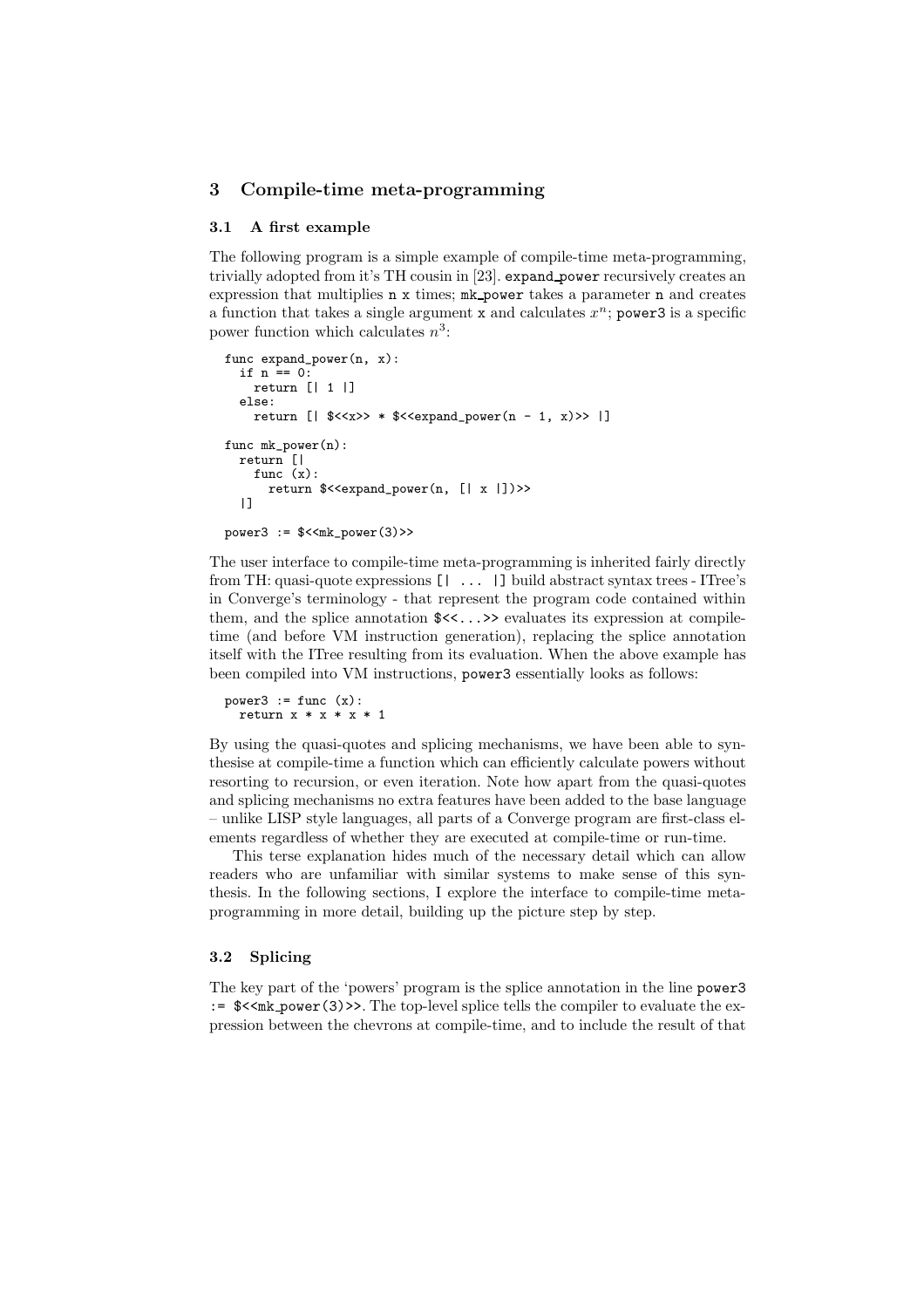## 3 Compile-time meta-programming

### 3.1 A first example

The following program is a simple example of compile-time meta-programming, trivially adopted from it's TH cousin in [23]. `expand_power` recursively creates an expression that multiplies `n` `x` times; `mk_power` takes a parameter `n` and creates a function that takes a single argument `x` and calculates $x^n$; `power3` is a specific power function which calculates $n^3$:

```
func expand_power(n, x):
  if n == 0:
    return [| 1 |]
  else:
    return [| $<<x>> * $<<expand_power(n - 1, x)>> |]

func mk_power(n):
  return [|
    func (x):
      return $<<expand_power(n, [| x |])>>
  |]

power3 := $<<mk_power(3)>>
```

The user interface to compile-time meta-programming is inherited fairly directly from TH: quasi-quote expressions `[| ... |]` build abstract syntax trees - ITree's in Converge's terminology - that represent the program code contained within them, and the splice annotation `$<<...>>` evaluates its expression at compile-time (and before VM instruction generation), replacing the splice annotation itself with the ITree resulting from its evaluation. When the above example has been compiled into VM instructions, `power3` essentially looks as follows:

```
power3 := func (x):
  return x * x * x * 1
```

By using the quasi-quotes and splicing mechanisms, we have been able to synthesise at compile-time a function which can efficiently calculate powers without resorting to recursion, or even iteration. Note how apart from the quasi-quotes and splicing mechanisms no extra features have been added to the base language – unlike LISP style languages, all parts of a Converge program are first-class elements regardless of whether they are executed at compile-time or run-time.

This terse explanation hides much of the necessary detail which can allow readers who are unfamiliar with similar systems to make sense of this synthesis. In the following sections, I explore the interface to compile-time meta-programming in more detail, building up the picture step by step.

### 3.2 Splicing

The key part of the 'powers' program is the splice annotation in the line `power3 := $<<mk_power(3)>>`. The top-level splice tells the compiler to evaluate the expression between the chevrons at compile-time, and to include the result of that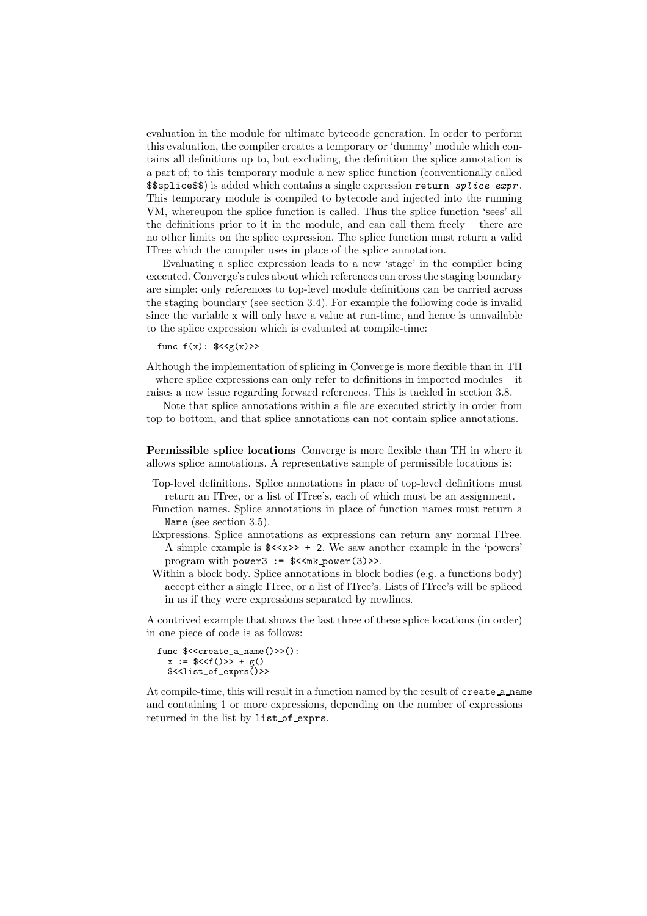evaluation in the module for ultimate bytecode generation. In order to perform this evaluation, the compiler creates a temporary or 'dummy' module which contains all definitions up to, but excluding, the definition the splice annotation is a part of; to this temporary module a new splice function (conventionally called `$$splice$$`) is added which contains a single expression `return` *`splice expr`*. This temporary module is compiled to bytecode and injected into the running VM, whereupon the splice function is called. Thus the splice function 'sees' all the definitions prior to it in the module, and can call them freely – there are no other limits on the splice expression. The splice function must return a valid ITree which the compiler uses in place of the splice annotation.

Evaluating a splice expression leads to a new 'stage' in the compiler being executed. Converge's rules about which references can cross the staging boundary are simple: only references to top-level module definitions can be carried across the staging boundary (see section 3.4). For example the following code is invalid since the variable `x` will only have a value at run-time, and hence is unavailable to the splice expression which is evaluated at compile-time:

```
func f(x): $<<g(x)>>
```

Although the implementation of splicing in Converge is more flexible than in TH – where splice expressions can only refer to definitions in imported modules – it raises a new issue regarding forward references. This is tackled in section 3.8.

Note that splice annotations within a file are executed strictly in order from top to bottom, and that splice annotations can not contain splice annotations.

**Permissible splice locations** Converge is more flexible than TH in where it allows splice annotations. A representative sample of permissible locations is:

- Top-level definitions. Splice annotations in place of top-level definitions must return an ITree, or a list of ITree's, each of which must be an assignment.
- Function names. Splice annotations in place of function names must return a `Name` (see section 3.5).
- Expressions. Splice annotations as expressions can return any normal ITree. A simple example is `$<<x>> + 2`. We saw another example in the 'powers' program with `power3 := $<<mk_power(3)>>`.
- Within a block body. Splice annotations in block bodies (e.g. a functions body) accept either a single ITree, or a list of ITree's. Lists of ITree's will be spliced in as if they were expressions separated by newlines.

A contrived example that shows the last three of these splice locations (in order) in one piece of code is as follows:

```
func $<<create_a_name()>>():
  x := $<<f()>> + g()
  $<<list_of_exprs()>>
```

At compile-time, this will result in a function named by the result of `create_a_name` and containing 1 or more expressions, depending on the number of expressions returned in the list by `list_of_exprs`.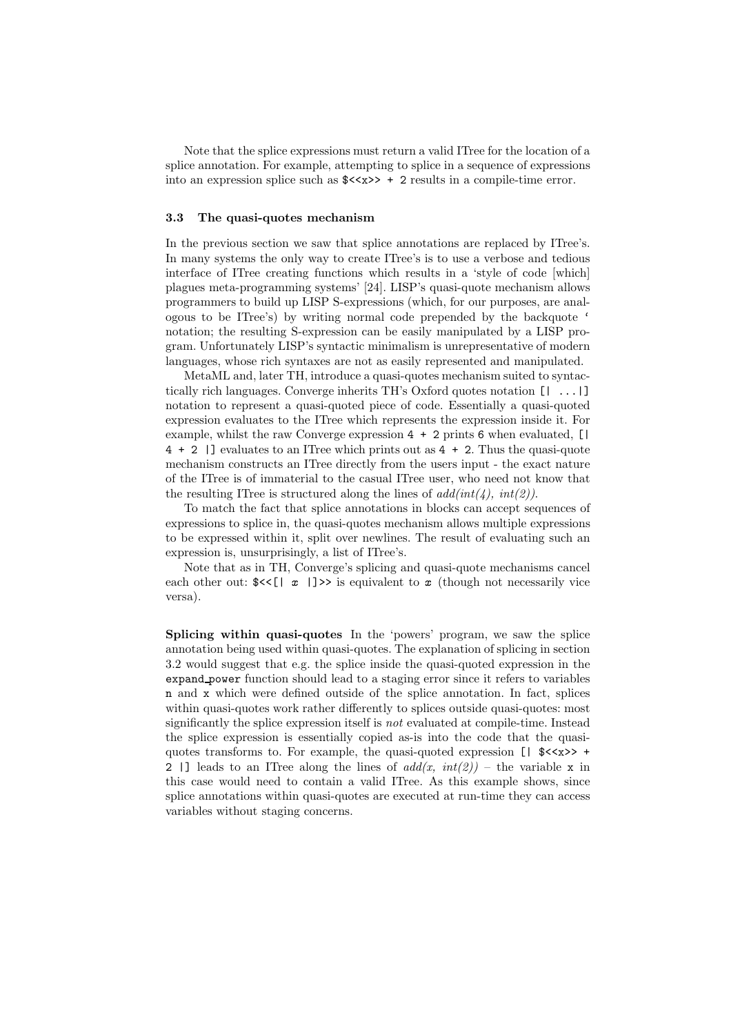Note that the splice expressions must return a valid ITree for the location of a splice annotation. For example, attempting to splice in a sequence of expressions into an expression splice such as `$<<x>> + 2` results in a compile-time error.

### 3.3 The quasi-quotes mechanism

In the previous section we saw that splice annotations are replaced by ITree's. In many systems the only way to create ITree's is to use a verbose and tedious interface of ITree creating functions which results in a 'style of code [which] plagues meta-programming systems' [24]. LISP's quasi-quote mechanism allows programmers to build up LISP S-expressions (which, for our purposes, are analogous to be ITree's) by writing normal code prepended by the backquote ' notation; the resulting S-expression can be easily manipulated by a LISP program. Unfortunately LISP's syntactic minimalism is unrepresentative of modern languages, whose rich syntaxes are not as easily represented and manipulated.

MetaML and, later TH, introduce a quasi-quotes mechanism suited to syntactically rich languages. Converge inherits TH's Oxford quotes notation `[| ...|]` notation to represent a quasi-quoted piece of code. Essentially a quasi-quoted expression evaluates to the ITree which represents the expression inside it. For example, whilst the raw Converge expression `4 + 2` prints `6` when evaluated, `[| 4 + 2 |]` evaluates to an ITree which prints out as `4 + 2`. Thus the quasi-quote mechanism constructs an ITree directly from the users input - the exact nature of the ITree is of immaterial to the casual ITree user, who need not know that the resulting ITree is structured along the lines of *add(int(4), int(2))*.

To match the fact that splice annotations in blocks can accept sequences of expressions to splice in, the quasi-quotes mechanism allows multiple expressions to be expressed within it, split over newlines. The result of evaluating such an expression is, unsurprisingly, a list of ITree's.

Note that as in TH, Converge's splicing and quasi-quote mechanisms cancel each other out: `$<<[| x |]>>` is equivalent to *x* (though not necessarily vice versa).

**Splicing within quasi-quotes** In the 'powers' program, we saw the splice annotation being used within quasi-quotes. The explanation of splicing in section 3.2 would suggest that e.g. the splice inside the quasi-quoted expression in the `expand_power` function should lead to a staging error since it refers to variables `n` and `x` which were defined outside of the splice annotation. In fact, splices within quasi-quotes work rather differently to splices outside quasi-quotes: most significantly the splice expression itself is *not* evaluated at compile-time. Instead the splice expression is essentially copied as-is into the code that the quasi-quotes transforms to. For example, the quasi-quoted expression `[| $<<x>> + 2 |]` leads to an ITree along the lines of *add(x, int(2))* – the variable `x` in this case would need to contain a valid ITree. As this example shows, since splice annotations within quasi-quotes are executed at run-time they can access variables without staging concerns.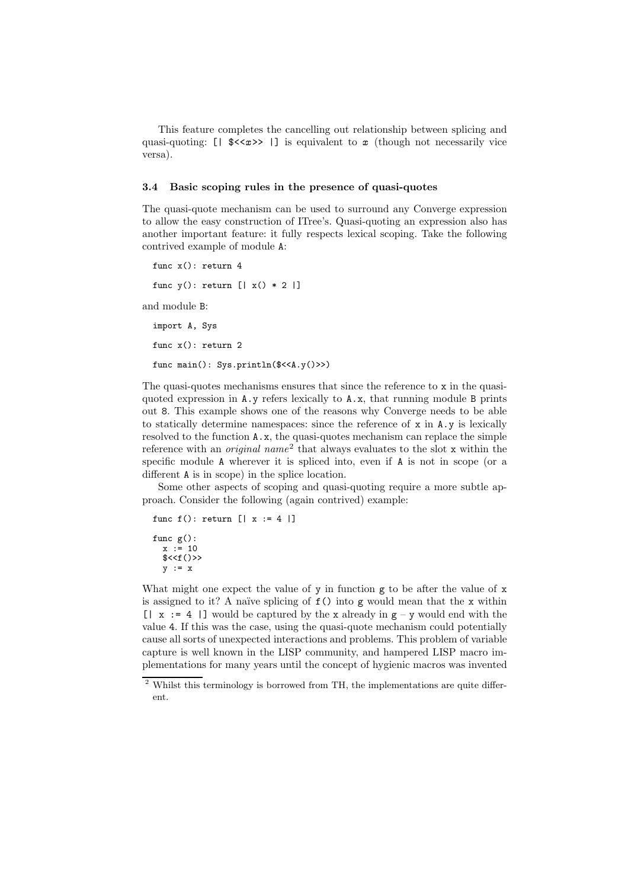This feature completes the cancelling out relationship between splicing and quasi-quoting: `[| $<<x>> |]` is equivalent to *x* (though not necessarily vice versa).

### 3.4 Basic scoping rules in the presence of quasi-quotes

The quasi-quote mechanism can be used to surround any Converge expression to allow the easy construction of ITree's. Quasi-quoting an expression also has another important feature: it fully respects lexical scoping. Take the following contrived example of module `A`:

```
func x(): return 4

func y(): return [| x() * 2 |]
```

and module `B`:

```
import A, Sys

func x(): return 2

func main(): Sys.println($<<A.y()>>)
```

The quasi-quotes mechanisms ensures that since the reference to `x` in the quasi-quoted expression in `A.y` refers lexically to `A.x`, that running module `B` prints out `8`. This example shows one of the reasons why Converge needs to be able to statically determine namespaces: since the reference of `x` in `A.y` is lexically resolved to the function `A.x`, the quasi-quotes mechanism can replace the simple reference with an *original name*[2] that always evaluates to the slot `x` within the specific module `A` wherever it is spliced into, even if `A` is not in scope (or a different `A` is in scope) in the splice location.

Some other aspects of scoping and quasi-quoting require a more subtle approach. Consider the following (again contrived) example:

```
func f(): return [| x := 4 |]

func g():
  x := 10
  $<<f()>>
  y := x
```

What might one expect the value of `y` in function `g` to be after the value of `x` is assigned to it? A naïve splicing of `f()` into `g` would mean that the `x` within `[| x := 4 |]` would be captured by the `x` already in `g` – `y` would end with the value `4`. If this was the case, using the quasi-quote mechanism could potentially cause all sorts of unexpected interactions and problems. This problem of variable capture is well known in the LISP community, and hampered LISP macro implementations for many years until the concept of hygienic macros was invented

[2] Whilst this terminology is borrowed from TH, the implementations are quite different.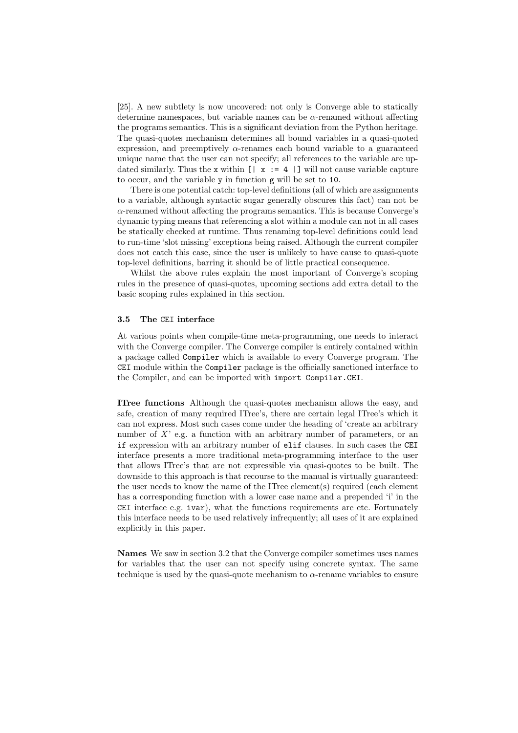[25]. A new subtlety is now uncovered: not only is Converge able to statically determine namespaces, but variable names can be $\alpha$-renamed without affecting the programs semantics. This is a significant deviation from the Python heritage. The quasi-quotes mechanism determines all bound variables in a quasi-quoted expression, and preemptively $\alpha$-renames each bound variable to a guaranteed unique name that the user can not specify; all references to the variable are updated similarly. Thus the `x` within `[| x := 4 |]` will not cause variable capture to occur, and the variable `y` in function `g` will be set to `10`.

There is one potential catch: top-level definitions (all of which are assignments to a variable, although syntactic sugar generally obscures this fact) can not be $\alpha$-renamed without affecting the programs semantics. This is because Converge's dynamic typing means that referencing a slot within a module can not in all cases be statically checked at runtime. Thus renaming top-level definitions could lead to run-time 'slot missing' exceptions being raised. Although the current compiler does not catch this case, since the user is unlikely to have cause to quasi-quote top-level definitions, barring it should be of little practical consequence.

Whilst the above rules explain the most important of Converge's scoping rules in the presence of quasi-quotes, upcoming sections add extra detail to the basic scoping rules explained in this section.

### 3.5 The `CEI` interface

At various points when compile-time meta-programming, one needs to interact with the Converge compiler. The Converge compiler is entirely contained within a package called `Compiler` which is available to every Converge program. The `CEI` module within the `Compiler` package is the officially sanctioned interface to the Compiler, and can be imported with `import Compiler.CEI`.

**ITree functions** Although the quasi-quotes mechanism allows the easy, and safe, creation of many required ITree's, there are certain legal ITree's which it can not express. Most such cases come under the heading of 'create an arbitrary number of *X*' e.g. a function with an arbitrary number of parameters, or an `if` expression with an arbitrary number of `elif` clauses. In such cases the `CEI` interface presents a more traditional meta-programming interface to the user that allows ITree's that are not expressible via quasi-quotes to be built. The downside to this approach is that recourse to the manual is virtually guaranteed: the user needs to know the name of the ITree element(s) required (each element has a corresponding function with a lower case name and a prepended 'i' in the `CEI` interface e.g. `ivar`), what the functions requirements are etc. Fortunately this interface needs to be used relatively infrequently; all uses of it are explained explicitly in this paper.

**Names** We saw in section 3.2 that the Converge compiler sometimes uses names for variables that the user can not specify using concrete syntax. The same technique is used by the quasi-quote mechanism to $\alpha$-rename variables to ensure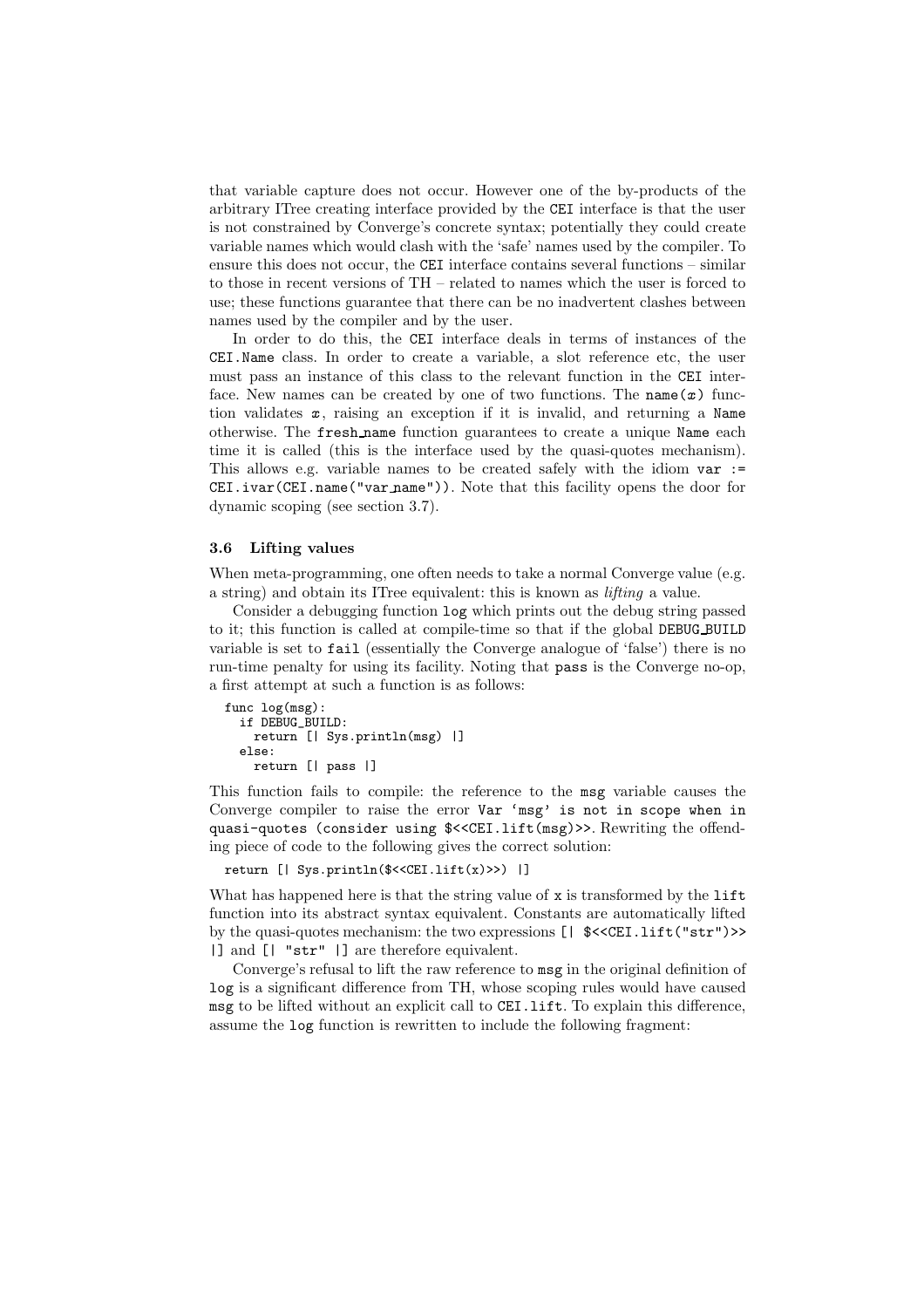that variable capture does not occur. However one of the by-products of the arbitrary ITree creating interface provided by the `CEI` interface is that the user is not constrained by Converge's concrete syntax; potentially they could create variable names which would clash with the 'safe' names used by the compiler. To ensure this does not occur, the `CEI` interface contains several functions – similar to those in recent versions of TH – related to names which the user is forced to use; these functions guarantee that there can be no inadvertent clashes between names used by the compiler and by the user.

In order to do this, the `CEI` interface deals in terms of instances of the `CEI.Name` class. In order to create a variable, a slot reference etc, the user must pass an instance of this class to the relevant function in the `CEI` interface. New names can be created by one of two functions. The `name(`*x*`)` function validates *x*, raising an exception if it is invalid, and returning a `Name` otherwise. The `fresh_name` function guarantees to create a unique `Name` each time it is called (this is the interface used by the quasi-quotes mechanism). This allows e.g. variable names to be created safely with the idiom `var := CEI.ivar(CEI.name("var_name"))`. Note that this facility opens the door for dynamic scoping (see section 3.7).

### 3.6 Lifting values

When meta-programming, one often needs to take a normal Converge value (e.g. a string) and obtain its ITree equivalent: this is known as *lifting* a value.

Consider a debugging function `log` which prints out the debug string passed to it; this function is called at compile-time so that if the global `DEBUG_BUILD` variable is set to `fail` (essentially the Converge analogue of 'false') there is no run-time penalty for using its facility. Noting that `pass` is the Converge no-op, a first attempt at such a function is as follows:

```
func log(msg):
  if DEBUG_BUILD:
    return [| Sys.println(msg) |]
  else:
    return [| pass |]
```

This function fails to compile: the reference to the `msg` variable causes the Converge compiler to raise the error `Var 'msg' is not in scope when in quasi-quotes (consider using $<<CEI.lift(msg)>>`. Rewriting the offending piece of code to the following gives the correct solution:

```
return [| Sys.println($<<CEI.lift(x)>>) |]
```

What has happened here is that the string value of `x` is transformed by the `lift` function into its abstract syntax equivalent. Constants are automatically lifted by the quasi-quotes mechanism: the two expressions `[| $<<CEI.lift("str")>> |]` and `[| "str" |]` are therefore equivalent.

Converge's refusal to lift the raw reference to `msg` in the original definition of `log` is a significant difference from TH, whose scoping rules would have caused `msg` to be lifted without an explicit call to `CEI.lift`. To explain this difference, assume the `log` function is rewritten to include the following fragment: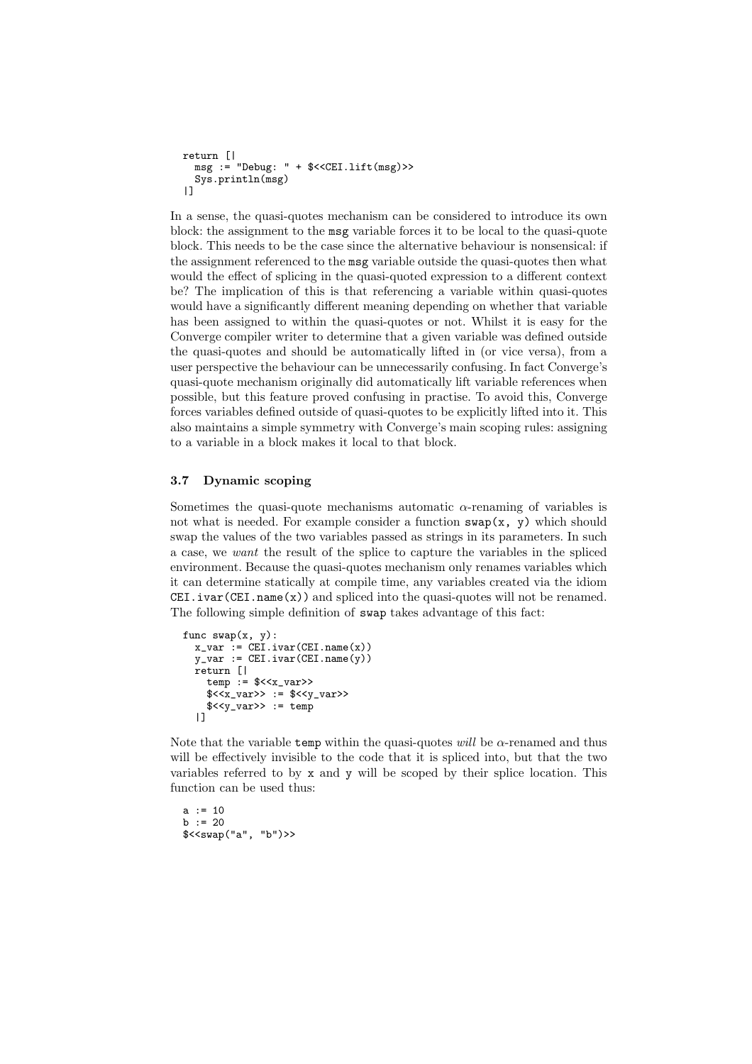```
return [|
  msg := "Debug: " + $<<CEI.lift(msg)>>
  Sys.println(msg)
|]
```

In a sense, the quasi-quotes mechanism can be considered to introduce its own block: the assignment to the msg variable forces it to be local to the quasi-quote block. This needs to be the case since the alternative behaviour is nonsensical: if the assignment referenced to the msg variable outside the quasi-quotes then what would the effect of splicing in the quasi-quoted expression to a different context be? The implication of this is that referencing a variable within quasi-quotes would have a significantly different meaning depending on whether that variable has been assigned to within the quasi-quotes or not. Whilst it is easy for the Converge compiler writer to determine that a given variable was defined outside the quasi-quotes and should be automatically lifted in (or vice versa), from a user perspective the behaviour can be unnecessarily confusing. In fact Converge's quasi-quote mechanism originally did automatically lift variable references when possible, but this feature proved confusing in practise. To avoid this, Converge forces variables defined outside of quasi-quotes to be explicitly lifted into it. This also maintains a simple symmetry with Converge's main scoping rules: assigning to a variable in a block makes it local to that block.

### 3.7 Dynamic scoping

Sometimes the quasi-quote mechanisms automatic $\alpha$-renaming of variables is not what is needed. For example consider a function `swap(x, y)` which should swap the values of the two variables passed as strings in its parameters. In such a case, we *want* the result of the splice to capture the variables in the spliced environment. Because the quasi-quotes mechanism only renames variables which it can determine statically at compile time, any variables created via the idiom `CEI.ivar(CEI.name(x))` and spliced into the quasi-quotes will not be renamed. The following simple definition of `swap` takes advantage of this fact:

```
func swap(x, y):
  x_var := CEI.ivar(CEI.name(x))
  y_var := CEI.ivar(CEI.name(y))
  return [|
    temp := $<<x_var>>
    $<<x_var>> := $<<y_var>>
    $<<y_var>> := temp
  |]
```

Note that the variable `temp` within the quasi-quotes *will* be $\alpha$-renamed and thus will be effectively invisible to the code that it is spliced into, but that the two variables referred to by `x` and `y` will be scoped by their splice location. This function can be used thus:

```
a := 10
b := 20
$<<swap("a", "b")>>
```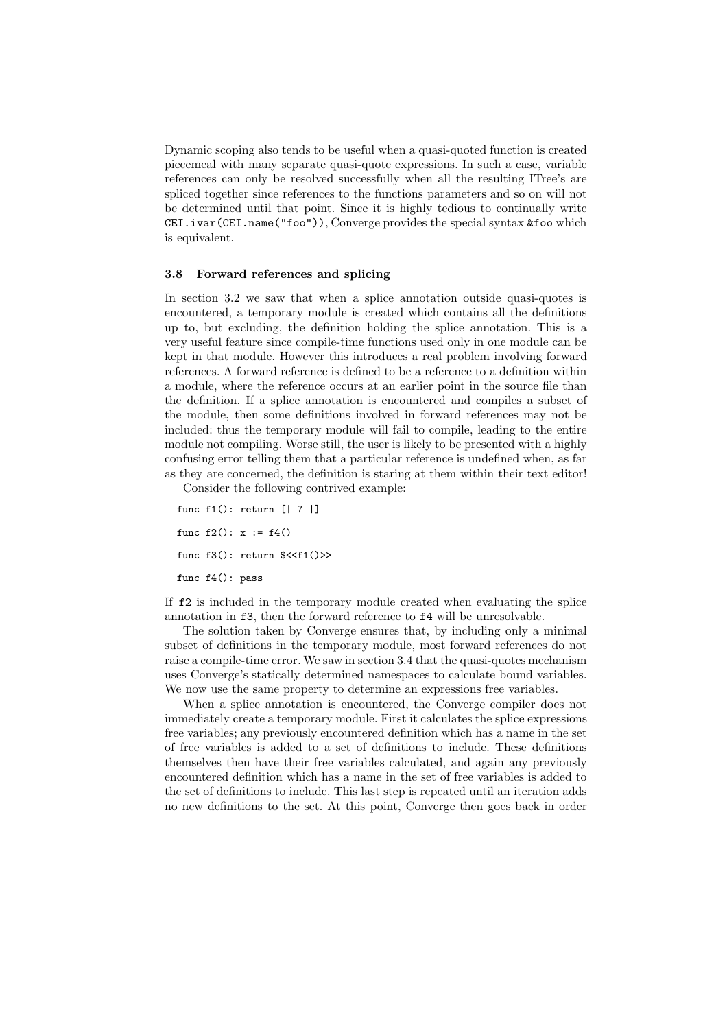Dynamic scoping also tends to be useful when a quasi-quoted function is created piecemeal with many separate quasi-quote expressions. In such a case, variable references can only be resolved successfully when all the resulting ITree's are spliced together since references to the functions parameters and so on will not be determined until that point. Since it is highly tedious to continually write `CEI.ivar(CEI.name("foo"))`, Converge provides the special syntax `&foo` which is equivalent.

### 3.8 Forward references and splicing

In section 3.2 we saw that when a splice annotation outside quasi-quotes is encountered, a temporary module is created which contains all the definitions up to, but excluding, the definition holding the splice annotation. This is a very useful feature since compile-time functions used only in one module can be kept in that module. However this introduces a real problem involving forward references. A forward reference is defined to be a reference to a definition within a module, where the reference occurs at an earlier point in the source file than the definition. If a splice annotation is encountered and compiles a subset of the module, then some definitions involved in forward references may not be included: thus the temporary module will fail to compile, leading to the entire module not compiling. Worse still, the user is likely to be presented with a highly confusing error telling them that a particular reference is undefined when, as far as they are concerned, the definition is staring at them within their text editor!

Consider the following contrived example:

```
func f1(): return [| 7 |]

func f2(): x := f4()

func f3(): return $<<f1()>>

func f4(): pass
```

If `f2` is included in the temporary module created when evaluating the splice annotation in `f3`, then the forward reference to `f4` will be unresolvable.

The solution taken by Converge ensures that, by including only a minimal subset of definitions in the temporary module, most forward references do not raise a compile-time error. We saw in section 3.4 that the quasi-quotes mechanism uses Converge's statically determined namespaces to calculate bound variables. We now use the same property to determine an expressions free variables.

When a splice annotation is encountered, the Converge compiler does not immediately create a temporary module. First it calculates the splice expressions free variables; any previously encountered definition which has a name in the set of free variables is added to a set of definitions to include. These definitions themselves then have their free variables calculated, and again any previously encountered definition which has a name in the set of free variables is added to the set of definitions to include. This last step is repeated until an iteration adds no new definitions to the set. At this point, Converge then goes back in order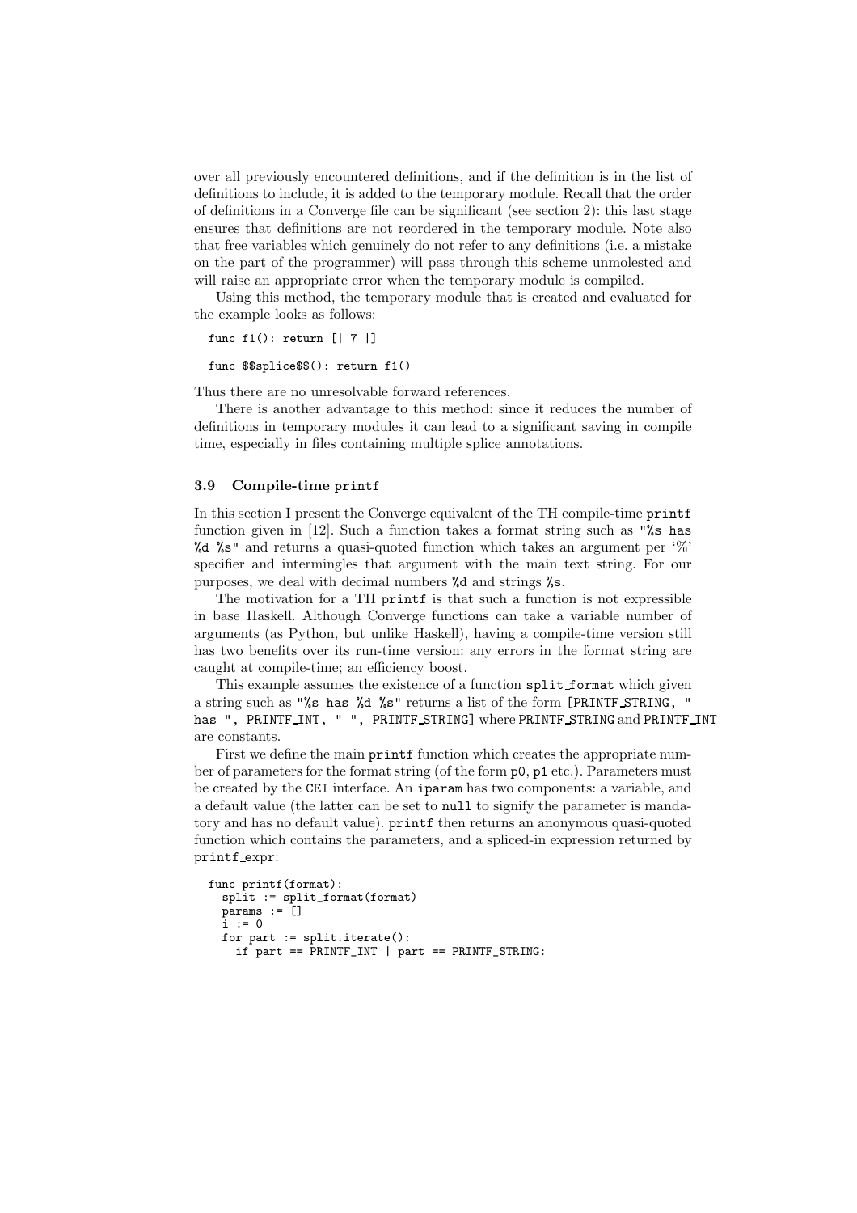over all previously encountered definitions, and if the definition is in the list of definitions to include, it is added to the temporary module. Recall that the order of definitions in a Converge file can be significant (see section 2): this last stage ensures that definitions are not reordered in the temporary module. Note also that free variables which genuinely do not refer to any definitions (i.e. a mistake on the part of the programmer) will pass through this scheme unmolested and will raise an appropriate error when the temporary module is compiled.

Using this method, the temporary module that is created and evaluated for the example looks as follows:

```
func f1(): return [| 7 |]

func $$splice$$(): return f1()
```

Thus there are no unresolvable forward references.

There is another advantage to this method: since it reduces the number of definitions in temporary modules it can lead to a significant saving in compile time, especially in files containing multiple splice annotations.

### 3.9 Compile-time `printf`

In this section I present the Converge equivalent of the TH compile-time `printf` function given in [12]. Such a function takes a format string such as `"%s has %d %s"` and returns a quasi-quoted function which takes an argument per '%' specifier and intermingles that argument with the main text string. For our purposes, we deal with decimal numbers `%d` and strings `%s`.

The motivation for a TH `printf` is that such a function is not expressible in base Haskell. Although Converge functions can take a variable number of arguments (as Python, but unlike Haskell), having a compile-time version still has two benefits over its run-time version: any errors in the format string are caught at compile-time; an efficiency boost.

This example assumes the existence of a function `split_format` which given a string such as `"%s has %d %s"` returns a list of the form `[PRINTF_STRING, " has ", PRINTF_INT, " ", PRINTF_STRING]` where `PRINTF_STRING` and `PRINTF_INT` are constants.

First we define the main `printf` function which creates the appropriate number of parameters for the format string (of the form `p0`, `p1` etc.). Parameters must be created by the `CEI` interface. An `iparam` has two components: a variable, and a default value (the latter can be set to `null` to signify the parameter is mandatory and has no default value). `printf` then returns an anonymous quasi-quoted function which contains the parameters, and a spliced-in expression returned by `printf_expr`:

```
func printf(format):
  split := split_format(format)
  params := []
  i := 0
  for part := split.iterate():
    if part == PRINTF_INT | part == PRINTF_STRING:
```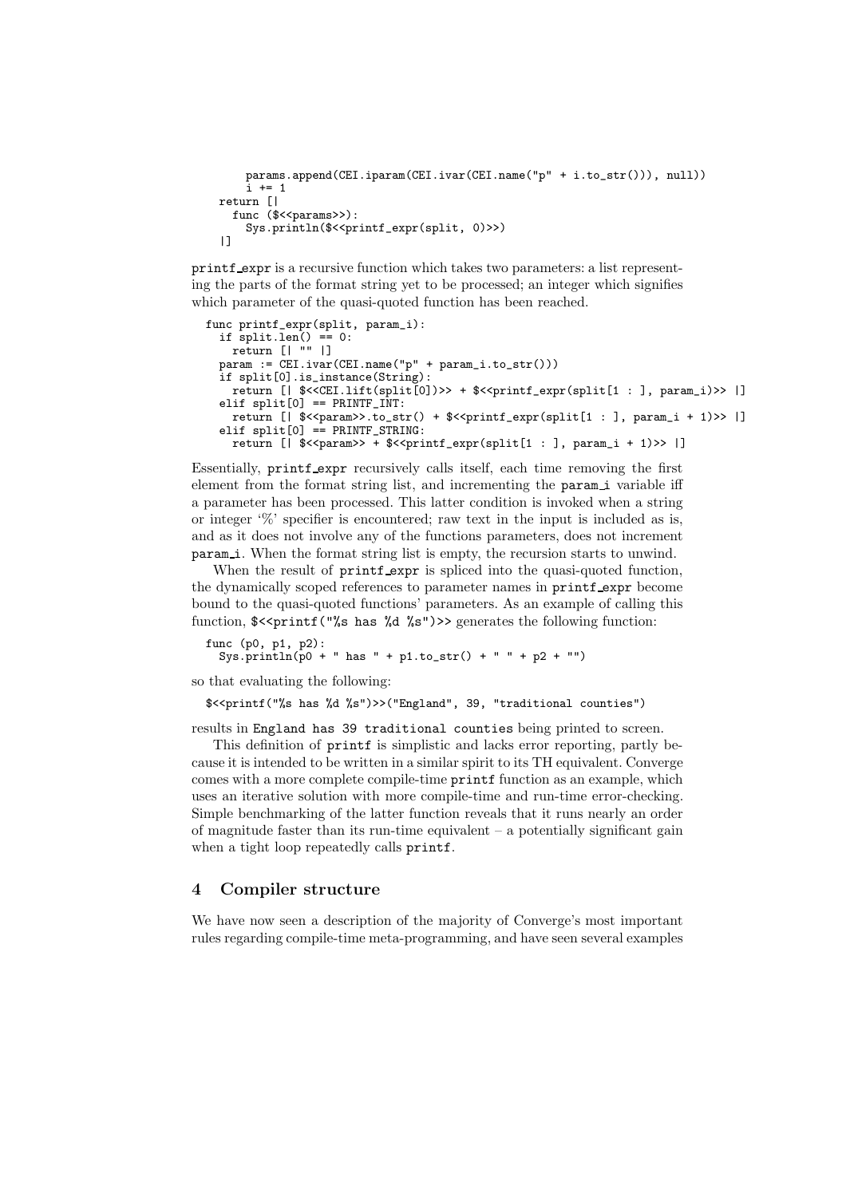```
        params.append(CEI.iparam(CEI.ivar(CEI.name("p" + i.to_str())), null))
        i += 1
    return [|
      func ($<<params>>):
        Sys.println($<<printf_expr(split, 0)>>)
    |]
```

printf_expr is a recursive function which takes two parameters: a list representing the parts of the format string yet to be processed; an integer which signifies which parameter of the quasi-quoted function has been reached.

```
  func printf_expr(split, param_i):
    if split.len() == 0:
      return [| "" |]
    param := CEI.ivar(CEI.name("p" + param_i.to_str()))
    if split[0].is_instance(String):
      return [| $<<CEI.lift(split[0])>> + $<<printf_expr(split[1 : ], param_i)>> |]
    elif split[0] == PRINTF_INT:
      return [| $<<param>>.to_str() + $<<printf_expr(split[1 : ], param_i + 1)>> |]
    elif split[0] == PRINTF_STRING:
      return [| $<<param>> + $<<printf_expr(split[1 : ], param_i + 1)>> |]
```

Essentially, printf_expr recursively calls itself, each time removing the first element from the format string list, and incrementing the param_i variable iff a parameter has been processed. This latter condition is invoked when a string or integer '%' specifier is encountered; raw text in the input is included as is, and as it does not involve any of the functions parameters, does not increment param_i. When the format string list is empty, the recursion starts to unwind.

When the result of printf_expr is spliced into the quasi-quoted function, the dynamically scoped references to parameter names in printf_expr become bound to the quasi-quoted functions' parameters. As an example of calling this function, `$<<printf("%s has %d %s")>>` generates the following function:

```
  func (p0, p1, p2):
    Sys.println(p0 + " has " + p1.to_str() + " " + p2 + "")
```

so that evaluating the following:

```
  $<<printf("%s has %d %s")>>("England", 39, "traditional counties")
```

results in `England has 39 traditional counties` being printed to screen.

This definition of printf is simplistic and lacks error reporting, partly because it is intended to be written in a similar spirit to its TH equivalent. Converge comes with a more complete compile-time printf function as an example, which uses an iterative solution with more compile-time and run-time error-checking. Simple benchmarking of the latter function reveals that it runs nearly an order of magnitude faster than its run-time equivalent – a potentially significant gain when a tight loop repeatedly calls printf.

## 4 Compiler structure

We have now seen a description of the majority of Converge's most important rules regarding compile-time meta-programming, and have seen several examples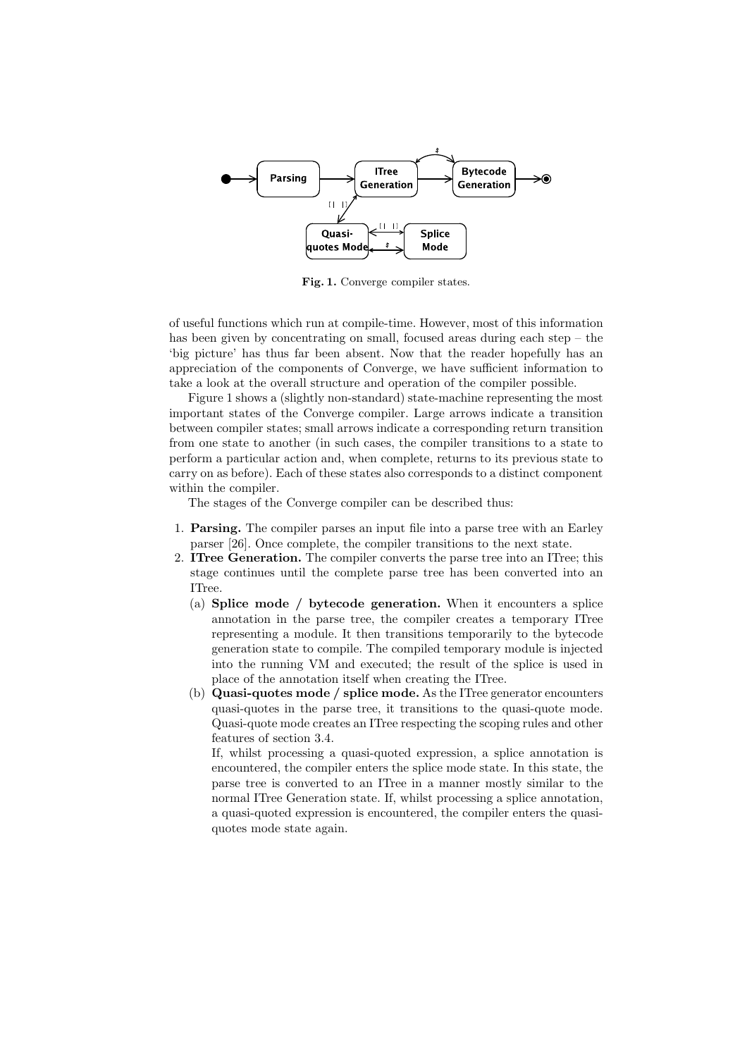**Fig. 1.** Converge compiler states.

of useful functions which run at compile-time. However, most of this information has been given by concentrating on small, focused areas during each step – the 'big picture' has thus far been absent. Now that the reader hopefully has an appreciation of the components of Converge, we have sufficient information to take a look at the overall structure and operation of the compiler possible.

Figure 1 shows a (slightly non-standard) state-machine representing the most important states of the Converge compiler. Large arrows indicate a transition between compiler states; small arrows indicate a corresponding return transition from one state to another (in such cases, the compiler transitions to a state to perform a particular action and, when complete, returns to its previous state to carry on as before). Each of these states also corresponds to a distinct component within the compiler.

The stages of the Converge compiler can be described thus:

1. **Parsing.** The compiler parses an input file into a parse tree with an Earley parser [26]. Once complete, the compiler transitions to the next state.
2. **ITree Generation.** The compiler converts the parse tree into an ITree; this stage continues until the complete parse tree has been converted into an ITree.
   (a) **Splice mode / bytecode generation.** When it encounters a splice annotation in the parse tree, the compiler creates a temporary ITree representing a module. It then transitions temporarily to the bytecode generation state to compile. The compiled temporary module is injected into the running VM and executed; the result of the splice is used in place of the annotation itself when creating the ITree.
   (b) **Quasi-quotes mode / splice mode.** As the ITree generator encounters quasi-quotes in the parse tree, it transitions to the quasi-quote mode. Quasi-quote mode creates an ITree respecting the scoping rules and other features of section 3.4.

   If, whilst processing a quasi-quoted expression, a splice annotation is encountered, the compiler enters the splice mode state. In this state, the parse tree is converted to an ITree in a manner mostly similar to the normal ITree Generation state. If, whilst processing a splice annotation, a quasi-quoted expression is encountered, the compiler enters the quasi-quotes mode state again.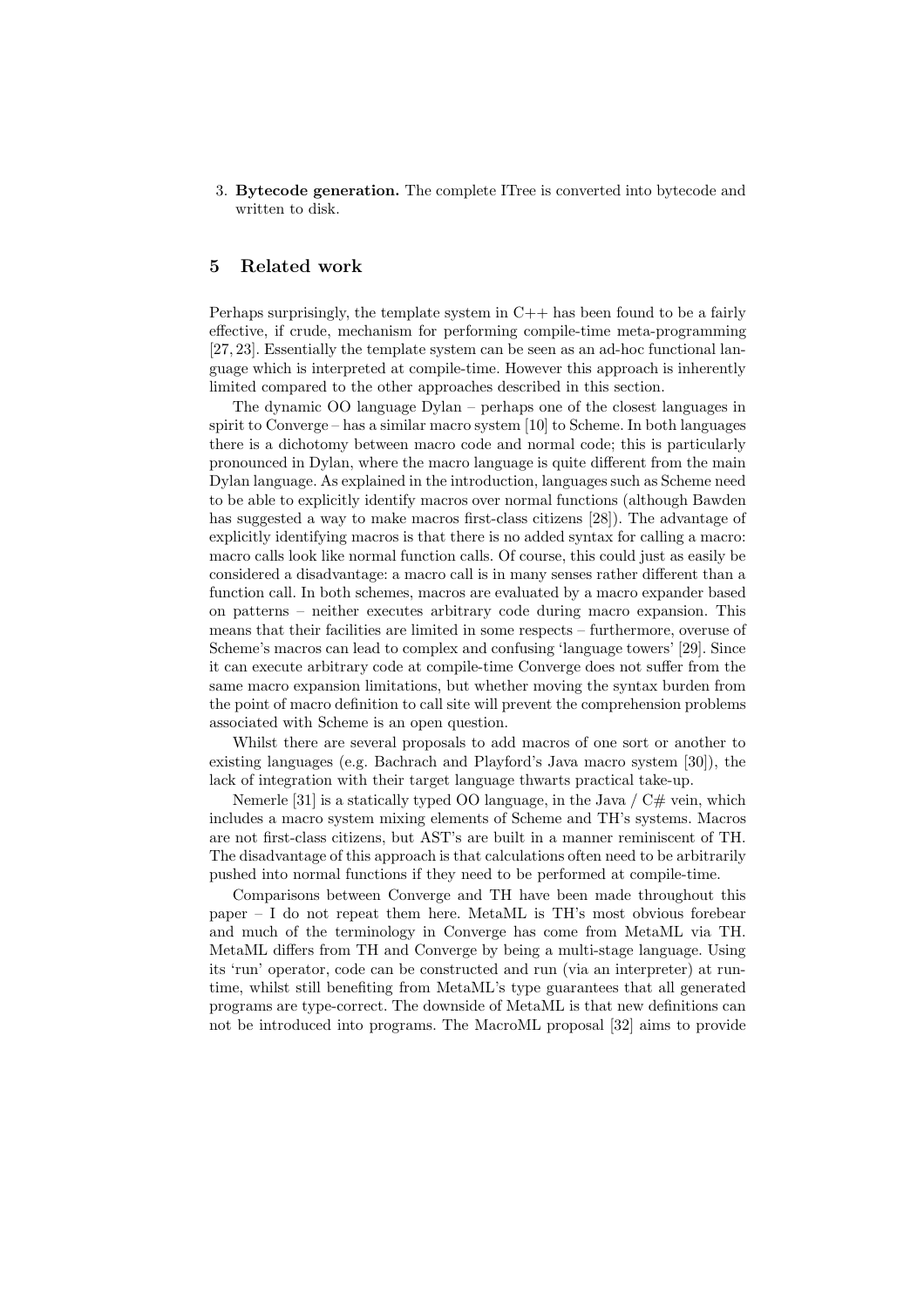3. **Bytecode generation.** The complete ITree is converted into bytecode and written to disk.

## 5 Related work

Perhaps surprisingly, the template system in C++ has been found to be a fairly effective, if crude, mechanism for performing compile-time meta-programming [27, 23]. Essentially the template system can be seen as an ad-hoc functional language which is interpreted at compile-time. However this approach is inherently limited compared to the other approaches described in this section.

The dynamic OO language Dylan – perhaps one of the closest languages in spirit to Converge – has a similar macro system [10] to Scheme. In both languages there is a dichotomy between macro code and normal code; this is particularly pronounced in Dylan, where the macro language is quite different from the main Dylan language. As explained in the introduction, languages such as Scheme need to be able to explicitly identify macros over normal functions (although Bawden has suggested a way to make macros first-class citizens [28]). The advantage of explicitly identifying macros is that there is no added syntax for calling a macro: macro calls look like normal function calls. Of course, this could just as easily be considered a disadvantage: a macro call is in many senses rather different than a function call. In both schemes, macros are evaluated by a macro expander based on patterns – neither executes arbitrary code during macro expansion. This means that their facilities are limited in some respects – furthermore, overuse of Scheme's macros can lead to complex and confusing 'language towers' [29]. Since it can execute arbitrary code at compile-time Converge does not suffer from the same macro expansion limitations, but whether moving the syntax burden from the point of macro definition to call site will prevent the comprehension problems associated with Scheme is an open question.

Whilst there are several proposals to add macros of one sort or another to existing languages (e.g. Bachrach and Playford's Java macro system [30]), the lack of integration with their target language thwarts practical take-up.

Nemerle [31] is a statically typed OO language, in the Java / C# vein, which includes a macro system mixing elements of Scheme and TH's systems. Macros are not first-class citizens, but AST's are built in a manner reminiscent of TH. The disadvantage of this approach is that calculations often need to be arbitrarily pushed into normal functions if they need to be performed at compile-time.

Comparisons between Converge and TH have been made throughout this paper – I do not repeat them here. MetaML is TH's most obvious forebear and much of the terminology in Converge has come from MetaML via TH. MetaML differs from TH and Converge by being a multi-stage language. Using its 'run' operator, code can be constructed and run (via an interpreter) at run-time, whilst still benefiting from MetaML's type guarantees that all generated programs are type-correct. The downside of MetaML is that new definitions can not be introduced into programs. The MacroML proposal [32] aims to provide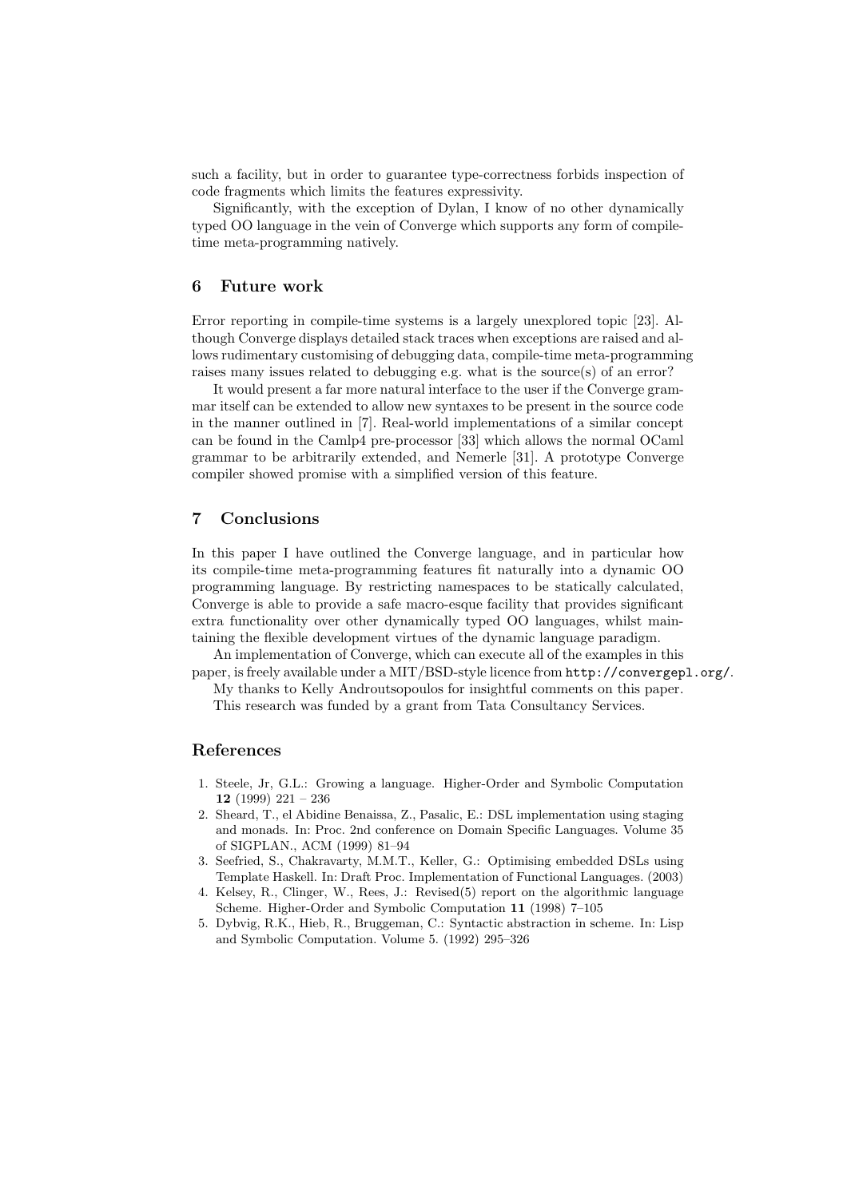such a facility, but in order to guarantee type-correctness forbids inspection of code fragments which limits the features expressivity.

Significantly, with the exception of Dylan, I know of no other dynamically typed OO language in the vein of Converge which supports any form of compile-time meta-programming natively.

## 6 Future work

Error reporting in compile-time systems is a largely unexplored topic [23]. Although Converge displays detailed stack traces when exceptions are raised and allows rudimentary customising of debugging data, compile-time meta-programming raises many issues related to debugging e.g. what is the source(s) of an error?

It would present a far more natural interface to the user if the Converge grammar itself can be extended to allow new syntaxes to be present in the source code in the manner outlined in [7]. Real-world implementations of a similar concept can be found in the Camlp4 pre-processor [33] which allows the normal OCaml grammar to be arbitrarily extended, and Nemerle [31]. A prototype Converge compiler showed promise with a simplified version of this feature.

## 7 Conclusions

In this paper I have outlined the Converge language, and in particular how its compile-time meta-programming features fit naturally into a dynamic OO programming language. By restricting namespaces to be statically calculated, Converge is able to provide a safe macro-esque facility that provides significant extra functionality over other dynamically typed OO languages, whilst maintaining the flexible development virtues of the dynamic language paradigm.

An implementation of Converge, which can execute all of the examples in this paper, is freely available under a MIT/BSD-style licence from `http://convergepl.org/`.

My thanks to Kelly Androutsopoulos for insightful comments on this paper.

This research was funded by a grant from Tata Consultancy Services.

## References

1. Steele, Jr, G.L.: Growing a language. Higher-Order and Symbolic Computation **12** (1999) 221 – 236
2. Sheard, T., el Abidine Benaissa, Z., Pasalic, E.: DSL implementation using staging and monads. In: Proc. 2nd conference on Domain Specific Languages. Volume 35 of SIGPLAN., ACM (1999) 81–94
3. Seefried, S., Chakravarty, M.M.T., Keller, G.: Optimising embedded DSLs using Template Haskell. In: Draft Proc. Implementation of Functional Languages. (2003)
4. Kelsey, R., Clinger, W., Rees, J.: Revised(5) report on the algorithmic language Scheme. Higher-Order and Symbolic Computation **11** (1998) 7–105
5. Dybvig, R.K., Hieb, R., Bruggeman, C.: Syntactic abstraction in scheme. In: Lisp and Symbolic Computation. Volume 5. (1992) 295–326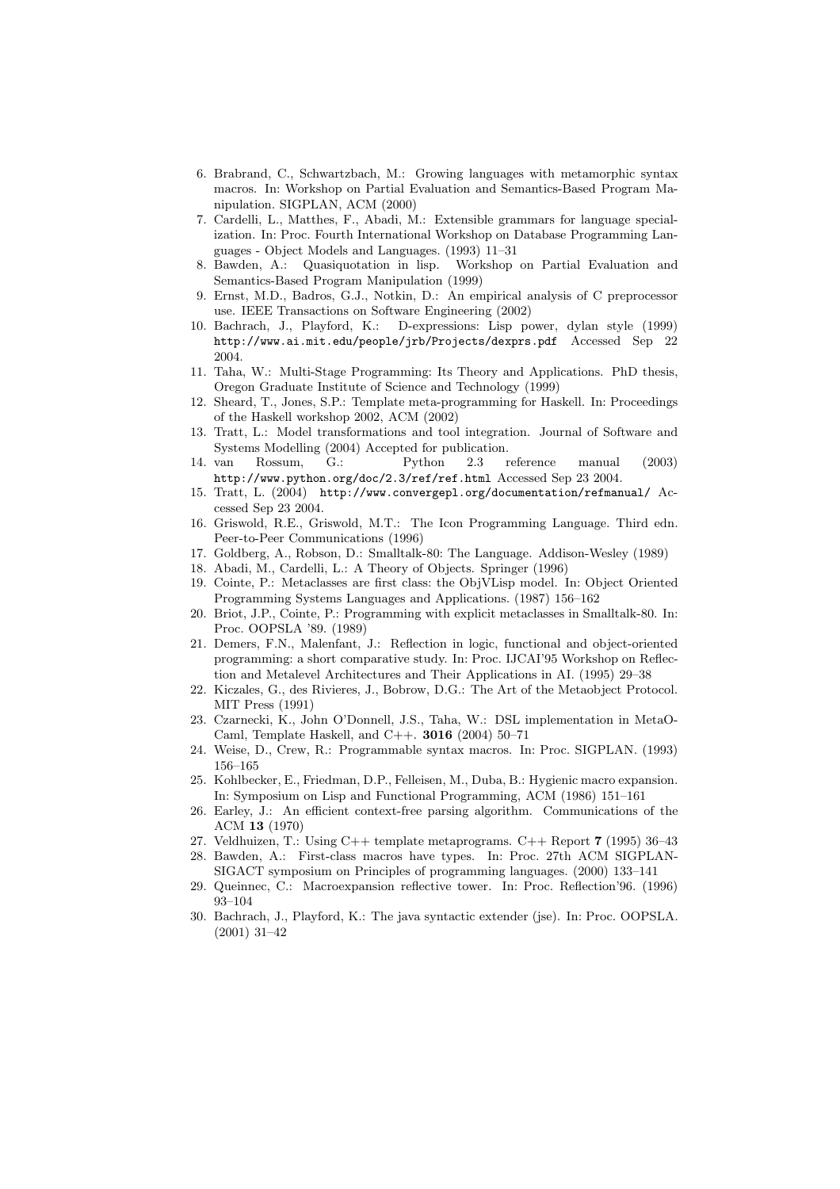6. Brabrand, C., Schwartzbach, M.: Growing languages with metamorphic syntax macros. In: Workshop on Partial Evaluation and Semantics-Based Program Manipulation. SIGPLAN, ACM (2000)
7. Cardelli, L., Matthes, F., Abadi, M.: Extensible grammars for language specialization. In: Proc. Fourth International Workshop on Database Programming Languages - Object Models and Languages. (1993) 11–31
8. Bawden, A.: Quasiquotation in lisp. Workshop on Partial Evaluation and Semantics-Based Program Manipulation (1999)
9. Ernst, M.D., Badros, G.J., Notkin, D.: An empirical analysis of C preprocessor use. IEEE Transactions on Software Engineering (2002)
10. Bachrach, J., Playford, K.: D-expressions: Lisp power, dylan style (1999) `http://www.ai.mit.edu/people/jrb/Projects/dexprs.pdf` Accessed Sep 22 2004.
11. Taha, W.: Multi-Stage Programming: Its Theory and Applications. PhD thesis, Oregon Graduate Institute of Science and Technology (1999)
12. Sheard, T., Jones, S.P.: Template meta-programming for Haskell. In: Proceedings of the Haskell workshop 2002, ACM (2002)
13. Tratt, L.: Model transformations and tool integration. Journal of Software and Systems Modelling (2004) Accepted for publication.
14. van Rossum, G.: Python 2.3 reference manual (2003) `http://www.python.org/doc/2.3/ref/ref.html` Accessed Sep 23 2004.
15. Tratt, L. (2004) `http://www.convergepl.org/documentation/refmanual/` Accessed Sep 23 2004.
16. Griswold, R.E., Griswold, M.T.: The Icon Programming Language. Third edn. Peer-to-Peer Communications (1996)
17. Goldberg, A., Robson, D.: Smalltalk-80: The Language. Addison-Wesley (1989)
18. Abadi, M., Cardelli, L.: A Theory of Objects. Springer (1996)
19. Cointe, P.: Metaclasses are first class: the ObjVLisp model. In: Object Oriented Programming Systems Languages and Applications. (1987) 156–162
20. Briot, J.P., Cointe, P.: Programming with explicit metaclasses in Smalltalk-80. In: Proc. OOPSLA '89. (1989)
21. Demers, F.N., Malenfant, J.: Reflection in logic, functional and object-oriented programming: a short comparative study. In: Proc. IJCAI'95 Workshop on Reflection and Metalevel Architectures and Their Applications in AI. (1995) 29–38
22. Kiczales, G., des Rivieres, J., Bobrow, D.G.: The Art of the Metaobject Protocol. MIT Press (1991)
23. Czarnecki, K., John O'Donnell, J.S., Taha, W.: DSL implementation in MetaOCaml, Template Haskell, and C++. **3016** (2004) 50–71
24. Weise, D., Crew, R.: Programmable syntax macros. In: Proc. SIGPLAN. (1993) 156–165
25. Kohlbecker, E., Friedman, D.P., Felleisen, M., Duba, B.: Hygienic macro expansion. In: Symposium on Lisp and Functional Programming, ACM (1986) 151–161
26. Earley, J.: An efficient context-free parsing algorithm. Communications of the ACM **13** (1970)
27. Veldhuizen, T.: Using C++ template metaprograms. C++ Report **7** (1995) 36–43
28. Bawden, A.: First-class macros have types. In: Proc. 27th ACM SIGPLAN-SIGACT symposium on Principles of programming languages. (2000) 133–141
29. Queinnec, C.: Macroexpansion reflective tower. In: Proc. Reflection'96. (1996) 93–104
30. Bachrach, J., Playford, K.: The java syntactic extender (jse). In: Proc. OOPSLA. (2001) 31–42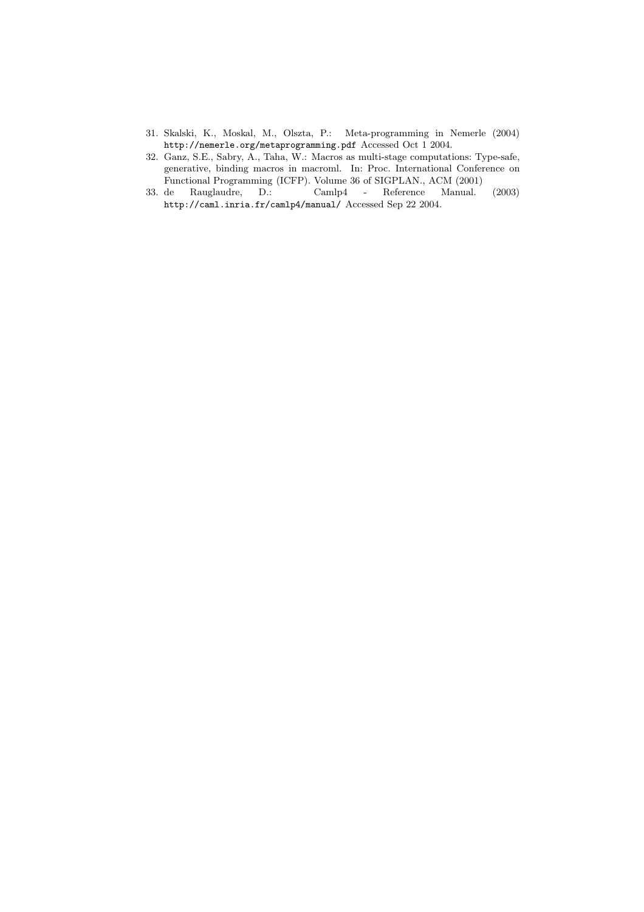31. Skalski, K., Moskal, M., Olszta, P.: Meta-programming in Nemerle (2004) `http://nemerle.org/metaprogramming.pdf` Accessed Oct 1 2004.
32. Ganz, S.E., Sabry, A., Taha, W.: Macros as multi-stage computations: Type-safe, generative, binding macros in macroml. In: Proc. International Conference on Functional Programming (ICFP). Volume 36 of SIGPLAN., ACM (2001)
33. de Rauglaudre, D.: Camlp4 - Reference Manual. (2003) `http://caml.inria.fr/camlp4/manual/` Accessed Sep 22 2004.